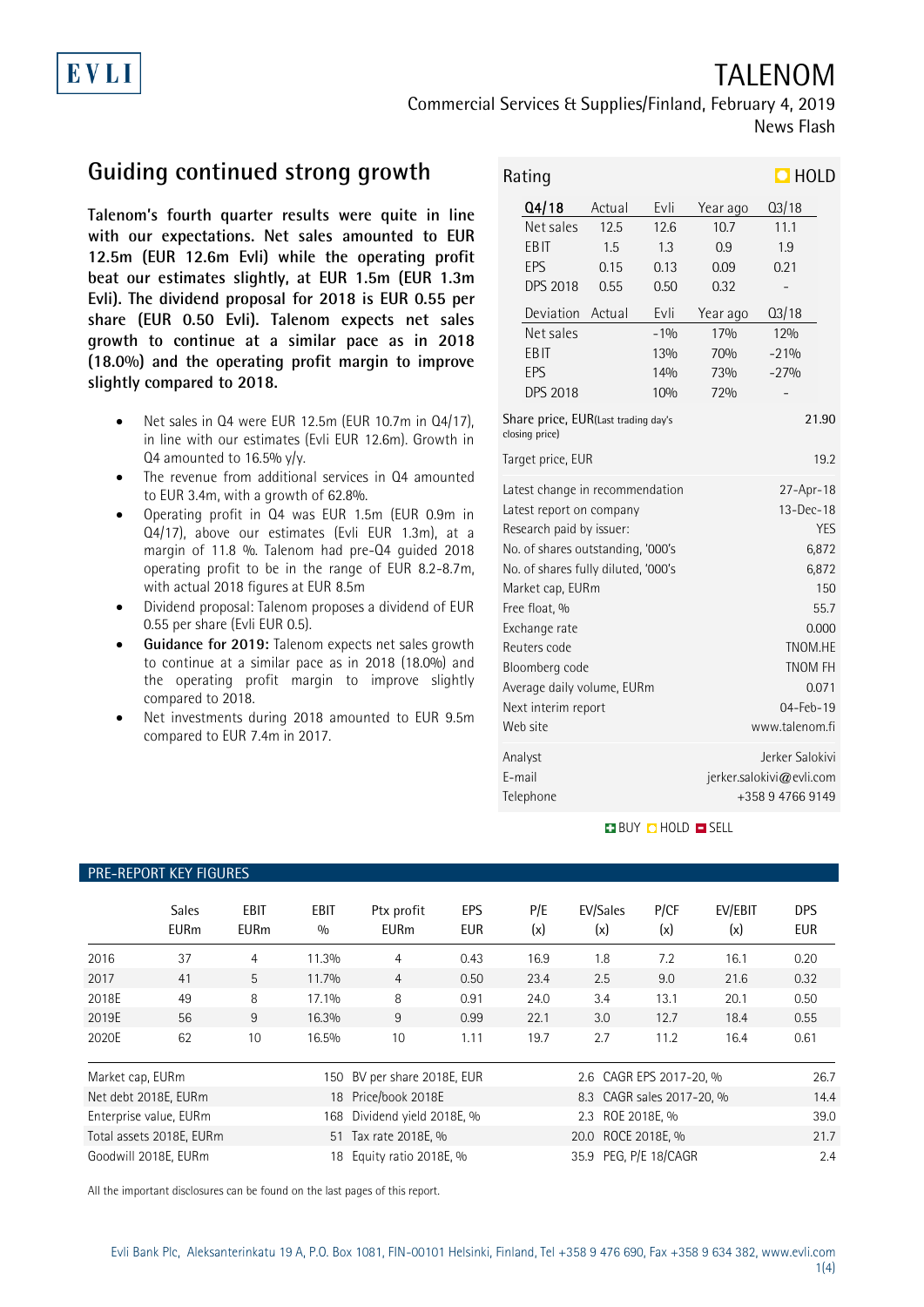EVLI

# TALENOM

Commercial Services & Supplies/Finland, February 4, 2019
News Flash

## Guiding continued strong growth

**Talenom's fourth quarter results were quite in line with our expectations. Net sales amounted to EUR 12.5m (EUR 12.6m Evli) while the operating profit beat our estimates slightly, at EUR 1.5m (EUR 1.3m Evli). The dividend proposal for 2018 is EUR 0.55 per share (EUR 0.50 Evli). Talenom expects net sales growth to continue at a similar pace as in 2018 (18.0%) and the operating profit margin to improve slightly compared to 2018.**

- Net sales in Q4 were EUR 12.5m (EUR 10.7m in Q4/17), in line with our estimates (Evli EUR 12.6m). Growth in Q4 amounted to 16.5% y/y.
- The revenue from additional services in Q4 amounted to EUR 3.4m, with a growth of 62.8%.
- Operating profit in Q4 was EUR 1.5m (EUR 0.9m in Q4/17), above our estimates (Evli EUR 1.3m), at a margin of 11.8 %. Talenom had pre-Q4 guided 2018 operating profit to be in the range of EUR 8.2-8.7m, with actual 2018 figures at EUR 8.5m
- Dividend proposal: Talenom proposes a dividend of EUR 0.55 per share (Evli EUR 0.5).
- **Guidance for 2019:** Talenom expects net sales growth to continue at a similar pace as in 2018 (18.0%) and the operating profit margin to improve slightly compared to 2018.
- Net investments during 2018 amounted to EUR 9.5m compared to EUR 7.4m in 2017.

Rating: HOLD

| Q4/18 | Actual | Evli | Year ago | Q3/18 |
|---|---|---|---|---|
| Net sales | 12.5 | 12.6 | 10.7 | 11.1 |
| EBIT | 1.5 | 1.3 | 0.9 | 1.9 |
| EPS | 0.15 | 0.13 | 0.09 | 0.21 |
| DPS 2018 | 0.55 | 0.50 | 0.32 | - |

| Deviation | Actual | Evli | Year ago | Q3/18 |
|---|---|---|---|---|
| Net sales | | -1% | 17% | 12% |
| EBIT | | 13% | 70% | -21% |
| EPS | | 14% | 73% | -27% |
| DPS 2018 | | 10% | 72% | - |

| | |
|---|---|
| Share price, EUR(Last trading day's closing price) | 21.90 |
| Target price, EUR | 19.2 |
| Latest change in recommendation | 27-Apr-18 |
| Latest report on company | 13-Dec-18 |
| Research paid by issuer: | YES |
| No. of shares outstanding, '000's | 6,872 |
| No. of shares fully diluted, '000's | 6,872 |
| Market cap, EURm | 150 |
| Free float, % | 55.7 |
| Exchange rate | 0.000 |
| Reuters code | TNOM.HE |
| Bloomberg code | TNOM FH |
| Average daily volume, EURm | 0.071 |
| Next interim report | 04-Feb-19 |
| Web site | www.talenom.fi |
| Analyst | Jerker Salokivi |
| E-mail | jerker.salokivi@evli.com |
| Telephone | +358 9 4766 9149 |

BUY HOLD SELL

### PRE-REPORT KEY FIGURES

| | Sales EURm | EBIT EURm | EBIT % | Ptx profit EURm | EPS EUR | P/E (x) | EV/Sales (x) | P/CF (x) | EV/EBIT (x) | DPS EUR |
|---|---|---|---|---|---|---|---|---|---|---|
| 2016 | 37 | 4 | 11.3% | 4 | 0.43 | 16.9 | 1.8 | 7.2 | 16.1 | 0.20 |
| 2017 | 41 | 5 | 11.7% | 4 | 0.50 | 23.4 | 2.5 | 9.0 | 21.6 | 0.32 |
| 2018E | 49 | 8 | 17.1% | 8 | 0.91 | 24.0 | 3.4 | 13.1 | 20.1 | 0.50 |
| 2019E | 56 | 9 | 16.3% | 9 | 0.99 | 22.1 | 3.0 | 12.7 | 18.4 | 0.55 |
| 2020E | 62 | 10 | 16.5% | 10 | 1.11 | 19.7 | 2.7 | 11.2 | 16.4 | 0.61 |

| | | | | | |
|---|---|---|---|---|---|
| Market cap, EURm | 150 | BV per share 2018E, EUR | 2.6 | CAGR EPS 2017-20, % | 26.7 |
| Net debt 2018E, EURm | 18 | Price/book 2018E | 8.3 | CAGR sales 2017-20, % | 14.4 |
| Enterprise value, EURm | 168 | Dividend yield 2018E, % | 2.3 | ROE 2018E, % | 39.0 |
| Total assets 2018E, EURm | 51 | Tax rate 2018E, % | 20.0 | ROCE 2018E, % | 21.7 |
| Goodwill 2018E, EURm | 18 | Equity ratio 2018E, % | 35.9 | PEG, P/E 18/CAGR | 2.4 |

All the important disclosures can be found on the last pages of this report.

Evli Bank Plc, Aleksanterinkatu 19 A, P.O. Box 1081, FIN-00101 Helsinki, Finland, Tel +358 9 476 690, Fax +358 9 634 382, www.evli.com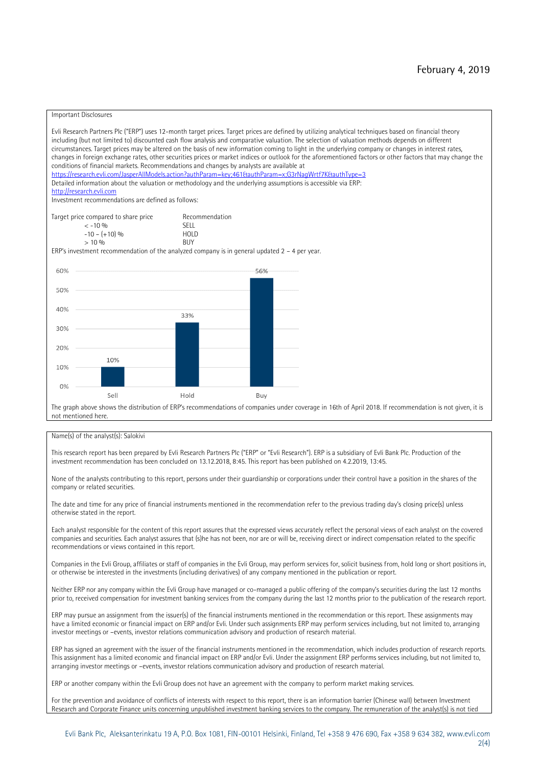February 4, 2019

## Important Disclosures

Evli Research Partners Plc ("ERP") uses 12-month target prices. Target prices are defined by utilizing analytical techniques based on financial theory including (but not limited to) discounted cash flow analysis and comparative valuation. The selection of valuation methods depends on different circumstances. Target prices may be altered on the basis of new information coming to light in the underlying company or changes in interest rates, changes in foreign exchange rates, other securities prices or market indices or outlook for the aforementioned factors or other factors that may change the conditions of financial markets. Recommendations and changes by analysts are available at
https://research.evli.com/JasperAllModels.action?authParam=key;461&authParam=x;G3rNagWrtf7K&authType=3
Detailed information about the valuation or methodology and the underlying assumptions is accessible via ERP:
http://research.evli.com
Investment recommendations are defined as follows:

| Target price compared to share price | Recommendation |
|---|---|
| < -10 % | SELL |
| -10 – (+10) % | HOLD |
| > 10 % | BUY |

ERP's investment recommendation of the analyzed company is in general updated 2 – 4 per year.

| | Sell | Hold | Buy |
|---|---|---|---|
| Share of recommendations | 10% | 33% | 56% |

The graph above shows the distribution of ERP's recommendations of companies under coverage in 16th of April 2018. If recommendation is not given, it is not mentioned here.

Name(s) of the analyst(s): Salokivi

This research report has been prepared by Evli Research Partners Plc ("ERP" or "Evli Research"). ERP is a subsidiary of Evli Bank Plc. Production of the investment recommendation has been concluded on 13.12.2018, 8:45. This report has been published on 4.2.2019, 13:45.

None of the analysts contributing to this report, persons under their guardianship or corporations under their control have a position in the shares of the company or related securities.

The date and time for any price of financial instruments mentioned in the recommendation refer to the previous trading day's closing price(s) unless otherwise stated in the report.

Each analyst responsible for the content of this report assures that the expressed views accurately reflect the personal views of each analyst on the covered companies and securities. Each analyst assures that (s)he has not been, nor are or will be, receiving direct or indirect compensation related to the specific recommendations or views contained in this report.

Companies in the Evli Group, affiliates or staff of companies in the Evli Group, may perform services for, solicit business from, hold long or short positions in, or otherwise be interested in the investments (including derivatives) of any company mentioned in the publication or report.

Neither ERP nor any company within the Evli Group have managed or co-managed a public offering of the company's securities during the last 12 months prior to, received compensation for investment banking services from the company during the last 12 months prior to the publication of the research report.

ERP may pursue an assignment from the issuer(s) of the financial instruments mentioned in the recommendation or this report. These assignments may have a limited economic or financial impact on ERP and/or Evli. Under such assignments ERP may perform services including, but not limited to, arranging investor meetings or –events, investor relations communication advisory and production of research material.

ERP has signed an agreement with the issuer of the financial instruments mentioned in the recommendation, which includes production of research reports. This assignment has a limited economic and financial impact on ERP and/or Evli. Under the assignment ERP performs services including, but not limited to, arranging investor meetings or –events, investor relations communication advisory and production of research material.

ERP or another company within the Evli Group does not have an agreement with the company to perform market making services.

For the prevention and avoidance of conflicts of interests with respect to this report, there is an information barrier (Chinese wall) between Investment Research and Corporate Finance units concerning unpublished investment banking services to the company. The remuneration of the analyst(s) is not tied

Evli Bank Plc, Aleksanterinkatu 19 A, P.O. Box 1081, FIN-00101 Helsinki, Finland, Tel +358 9 476 690, Fax +358 9 634 382, www.evli.com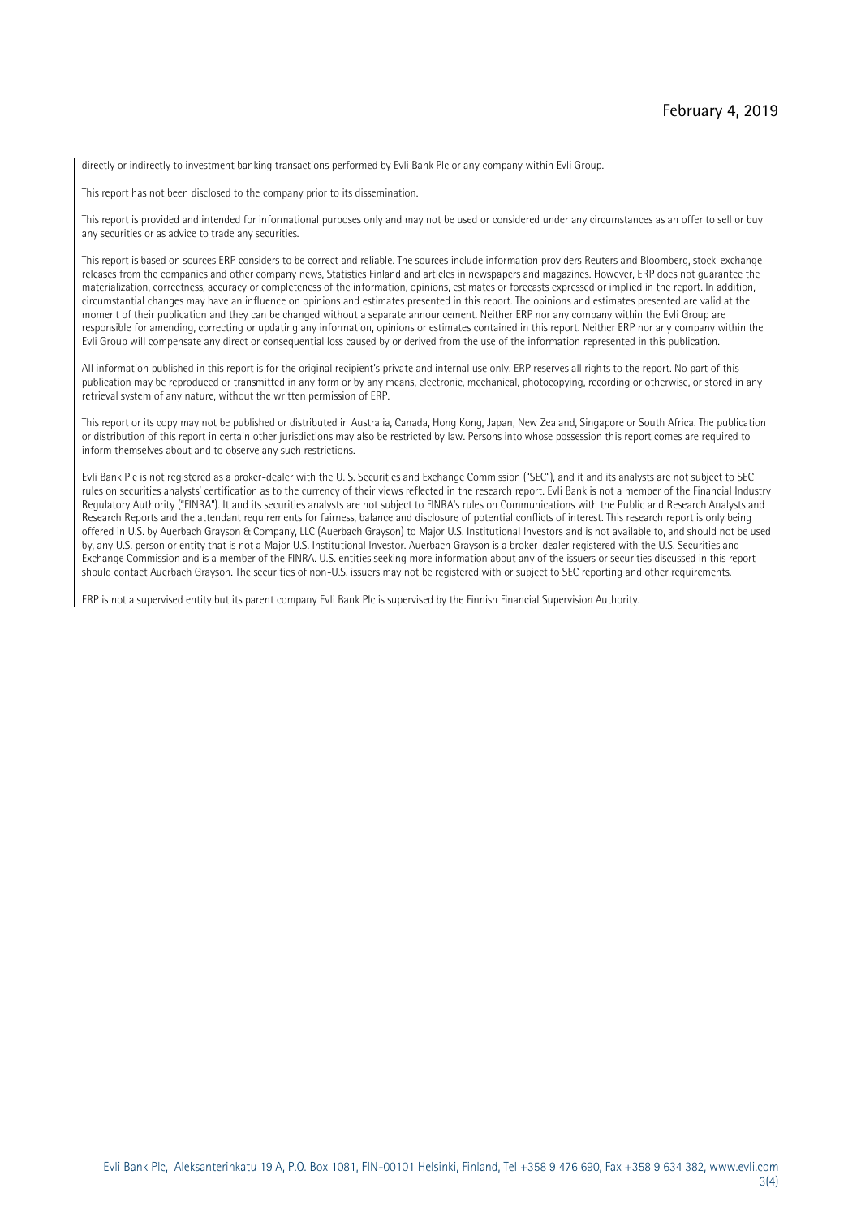directly or indirectly to investment banking transactions performed by Evli Bank Plc or any company within Evli Group.

This report has not been disclosed to the company prior to its dissemination.

This report is provided and intended for informational purposes only and may not be used or considered under any circumstances as an offer to sell or buy any securities or as advice to trade any securities.

This report is based on sources ERP considers to be correct and reliable. The sources include information providers Reuters and Bloomberg, stock-exchange releases from the companies and other company news, Statistics Finland and articles in newspapers and magazines. However, ERP does not guarantee the materialization, correctness, accuracy or completeness of the information, opinions, estimates or forecasts expressed or implied in the report. In addition, circumstantial changes may have an influence on opinions and estimates presented in this report. The opinions and estimates presented are valid at the moment of their publication and they can be changed without a separate announcement. Neither ERP nor any company within the Evli Group are responsible for amending, correcting or updating any information, opinions or estimates contained in this report. Neither ERP nor any company within the Evli Group will compensate any direct or consequential loss caused by or derived from the use of the information represented in this publication.

All information published in this report is for the original recipient's private and internal use only. ERP reserves all rights to the report. No part of this publication may be reproduced or transmitted in any form or by any means, electronic, mechanical, photocopying, recording or otherwise, or stored in any retrieval system of any nature, without the written permission of ERP.

This report or its copy may not be published or distributed in Australia, Canada, Hong Kong, Japan, New Zealand, Singapore or South Africa. The publication or distribution of this report in certain other jurisdictions may also be restricted by law. Persons into whose possession this report comes are required to inform themselves about and to observe any such restrictions.

Evli Bank Plc is not registered as a broker-dealer with the U. S. Securities and Exchange Commission ("SEC"), and it and its analysts are not subject to SEC rules on securities analysts' certification as to the currency of their views reflected in the research report. Evli Bank is not a member of the Financial Industry Regulatory Authority ("FINRA"). It and its securities analysts are not subject to FINRA's rules on Communications with the Public and Research Analysts and Research Reports and the attendant requirements for fairness, balance and disclosure of potential conflicts of interest. This research report is only being offered in U.S. by Auerbach Grayson & Company, LLC (Auerbach Grayson) to Major U.S. Institutional Investors and is not available to, and should not be used by, any U.S. person or entity that is not a Major U.S. Institutional Investor. Auerbach Grayson is a broker-dealer registered with the U.S. Securities and Exchange Commission and is a member of the FINRA. U.S. entities seeking more information about any of the issuers or securities discussed in this report should contact Auerbach Grayson. The securities of non-U.S. issuers may not be registered with or subject to SEC reporting and other requirements.

ERP is not a supervised entity but its parent company Evli Bank Plc is supervised by the Finnish Financial Supervision Authority.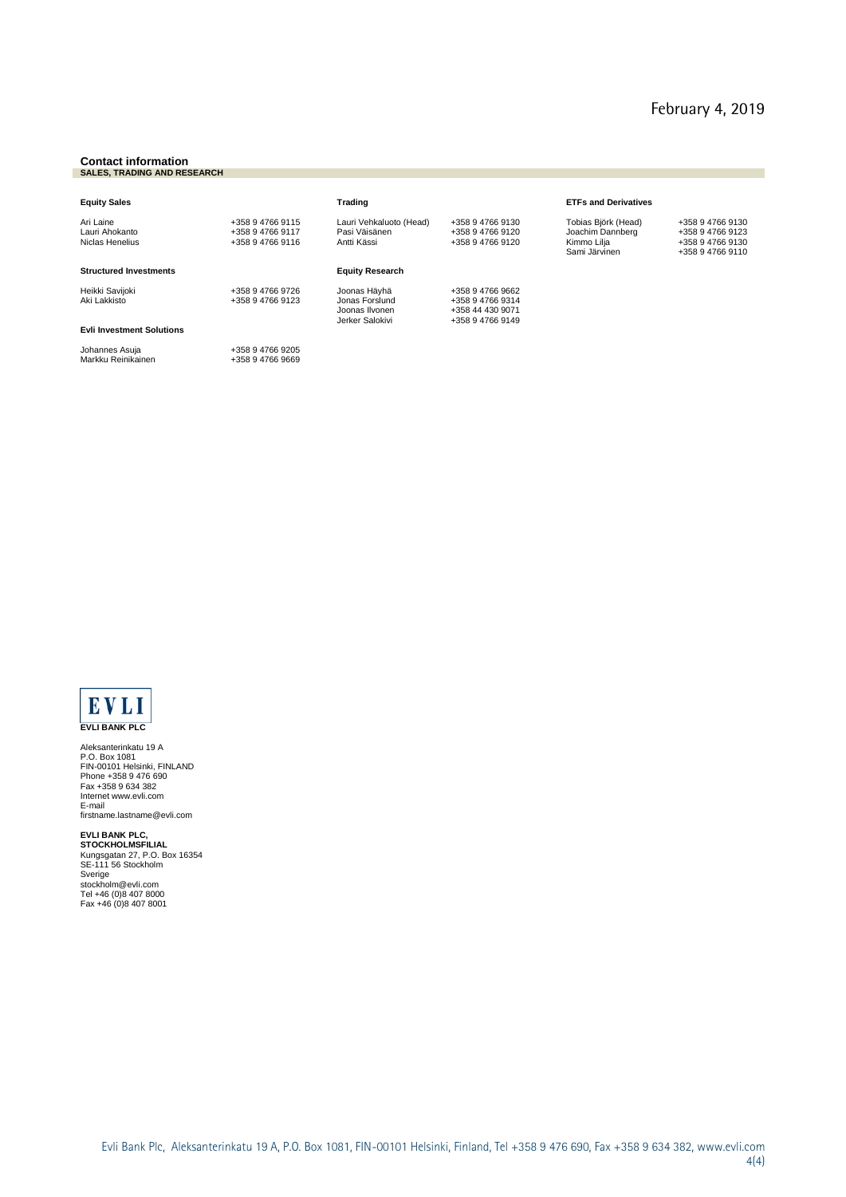## Contact information

**SALES, TRADING AND RESEARCH**

**Equity Sales**

| | |
|---|---|
| Ari Laine | +358 9 4766 9115 |
| Lauri Ahokanto | +358 9 4766 9117 |
| Niclas Henelius | +358 9 4766 9116 |

**Structured Investments**

| | |
|---|---|
| Heikki Savijoki | +358 9 4766 9726 |
| Aki Lakkisto | +358 9 4766 9123 |

**Evli Investment Solutions**

| | |
|---|---|
| Johannes Asuja | +358 9 4766 9205 |
| Markku Reinikainen | +358 9 4766 9669 |

**Trading**

| | |
|---|---|
| Lauri Vehkaluoto (Head) | +358 9 4766 9130 |
| Pasi Väisänen | +358 9 4766 9120 |
| Antti Kässi | +358 9 4766 9120 |

**Equity Research**

| | |
|---|---|
| Joonas Häyhä | +358 9 4766 9662 |
| Jonas Forslund | +358 9 4766 9314 |
| Joonas Ilvonen | +358 44 430 9071 |
| Jerker Salokivi | +358 9 4766 9149 |

**ETFs and Derivatives**

| | |
|---|---|
| Tobias Björk (Head) | +358 9 4766 9130 |
| Joachim Dannberg | +358 9 4766 9123 |
| Kimmo Lilja | +358 9 4766 9130 |
| Sami Järvinen | +358 9 4766 9110 |

EVLI

**EVLI BANK PLC**

Aleksanterinkatu 19 A
P.O. Box 1081
FIN-00101 Helsinki, FINLAND
Phone +358 9 476 690
Fax +358 9 634 382
Internet www.evli.com
E-mail
firstname.lastname@evli.com

**EVLI BANK PLC,**
**STOCKHOLMSFILIAL**
Kungsgatan 27, P.O. Box 16354
SE-111 56 Stockholm
Sverige
stockholm@evli.com
Tel +46 (0)8 407 8000
Fax +46 (0)8 407 8001